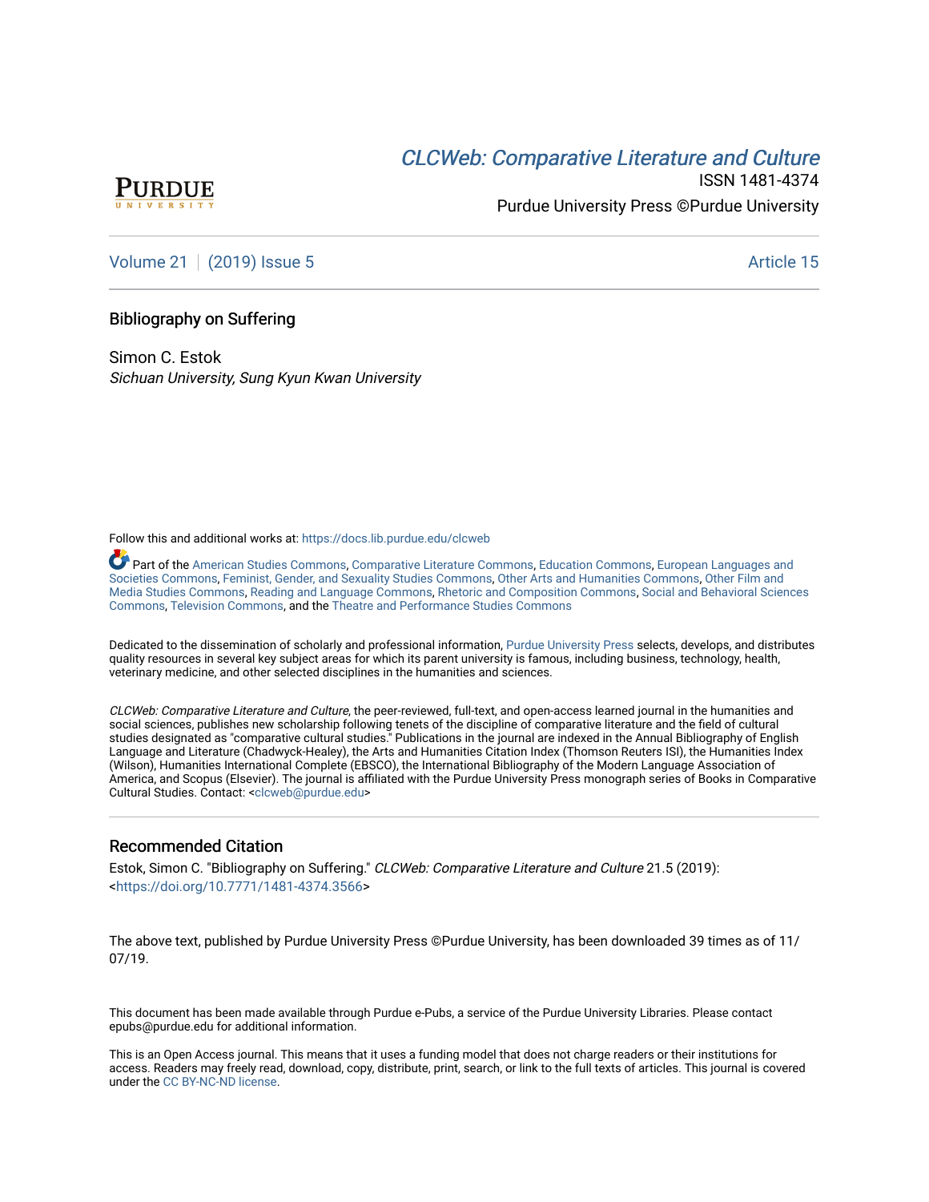PURDUE UNIVERSITY

# *CLCWeb: Comparative Literature and Culture*

ISSN 1481-4374

Purdue University Press ©Purdue University

Volume 21 | (2019) Issue 5 Article 15

## Bibliography on Suffering

Simon C. Estok
*Sichuan University, Sung Kyun Kwan University*

Follow this and additional works at: https://docs.lib.purdue.edu/clcweb

Part of the American Studies Commons, Comparative Literature Commons, Education Commons, European Languages and Societies Commons, Feminist, Gender, and Sexuality Studies Commons, Other Arts and Humanities Commons, Other Film and Media Studies Commons, Reading and Language Commons, Rhetoric and Composition Commons, Social and Behavioral Sciences Commons, Television Commons, and the Theatre and Performance Studies Commons

Dedicated to the dissemination of scholarly and professional information, Purdue University Press selects, develops, and distributes quality resources in several key subject areas for which its parent university is famous, including business, technology, health, veterinary medicine, and other selected disciplines in the humanities and sciences.

*CLCWeb: Comparative Literature and Culture*, the peer-reviewed, full-text, and open-access learned journal in the humanities and social sciences, publishes new scholarship following tenets of the discipline of comparative literature and the field of cultural studies designated as "comparative cultural studies." Publications in the journal are indexed in the Annual Bibliography of English Language and Literature (Chadwyck-Healey), the Arts and Humanities Citation Index (Thomson Reuters ISI), the Humanities Index (Wilson), Humanities International Complete (EBSCO), the International Bibliography of the Modern Language Association of America, and Scopus (Elsevier). The journal is affiliated with the Purdue University Press monograph series of Books in Comparative Cultural Studies. Contact: <clcweb@purdue.edu>

## Recommended Citation

Estok, Simon C. "Bibliography on Suffering." *CLCWeb: Comparative Literature and Culture* 21.5 (2019): <https://doi.org/10.7771/1481-4374.3566>

The above text, published by Purdue University Press ©Purdue University, has been downloaded 39 times as of 11/07/19.

This document has been made available through Purdue e-Pubs, a service of the Purdue University Libraries. Please contact epubs@purdue.edu for additional information.

This is an Open Access journal. This means that it uses a funding model that does not charge readers or their institutions for access. Readers may freely read, download, copy, distribute, print, search, or link to the full texts of articles. This journal is covered under the CC BY-NC-ND license.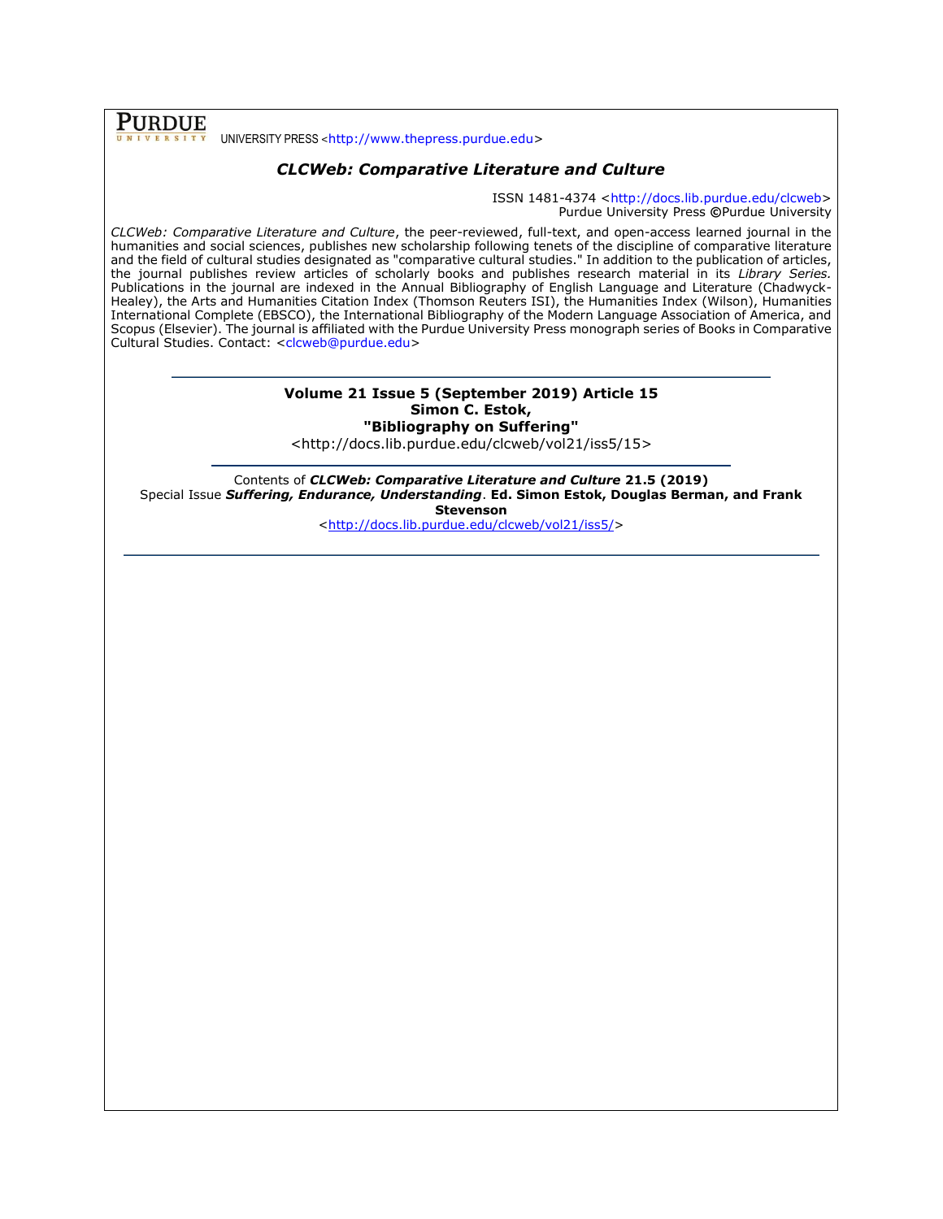**PURDUE** UNIVERSITY PRESS <http://www.thepress.purdue.edu>

## *CLCWeb: Comparative Literature and Culture*

ISSN 1481-4374 <http://docs.lib.purdue.edu/clcweb>
Purdue University Press ©Purdue University

*CLCWeb: Comparative Literature and Culture*, the peer-reviewed, full-text, and open-access learned journal in the humanities and social sciences, publishes new scholarship following tenets of the discipline of comparative literature and the field of cultural studies designated as "comparative cultural studies." In addition to the publication of articles, the journal publishes review articles of scholarly books and publishes research material in its *Library Series.* Publications in the journal are indexed in the Annual Bibliography of English Language and Literature (Chadwyck-Healey), the Arts and Humanities Citation Index (Thomson Reuters ISI), the Humanities Index (Wilson), Humanities International Complete (EBSCO), the International Bibliography of the Modern Language Association of America, and Scopus (Elsevier). The journal is affiliated with the Purdue University Press monograph series of Books in Comparative Cultural Studies. Contact: <clcweb@purdue.edu>

---

**Volume 21 Issue 5 (September 2019) Article 15**
**Simon C. Estok,**
**"Bibliography on Suffering"**
<http://docs.lib.purdue.edu/clcweb/vol21/iss5/15>

---

Contents of ***CLCWeb: Comparative Literature and Culture* 21.5 (2019)**
Special Issue ***Suffering, Endurance, Understanding***. **Ed. Simon Estok, Douglas Berman, and Frank Stevenson**
<http://docs.lib.purdue.edu/clcweb/vol21/iss5/>

---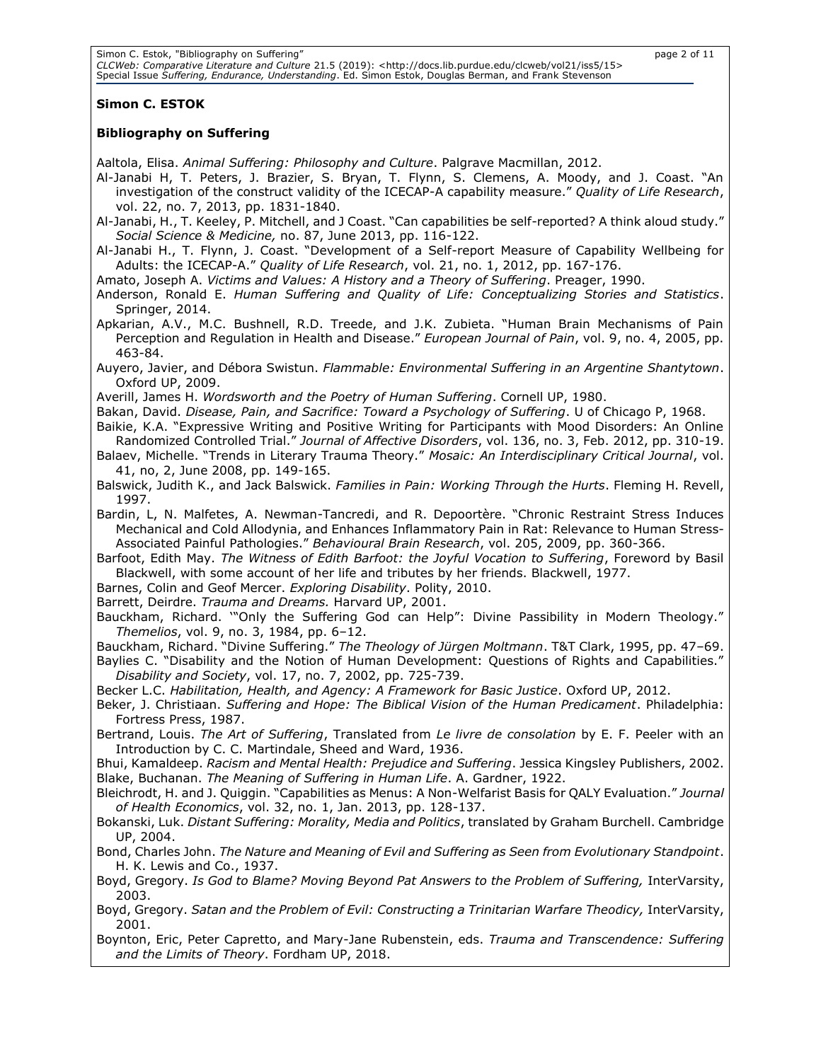**Simon C. ESTOK**

**Bibliography on Suffering**

Aaltola, Elisa. *Animal Suffering: Philosophy and Culture*. Palgrave Macmillan, 2012.

Al-Janabi H, T. Peters, J. Brazier, S. Bryan, T. Flynn, S. Clemens, A. Moody, and J. Coast. "An investigation of the construct validity of the ICECAP-A capability measure." *Quality of Life Research*, vol. 22, no. 7, 2013, pp. 1831-1840.

Al-Janabi, H., T. Keeley, P. Mitchell, and J Coast. "Can capabilities be self-reported? A think aloud study." *Social Science & Medicine,* no. 87, June 2013, pp. 116-122.

Al-Janabi H., T. Flynn, J. Coast. "Development of a Self-report Measure of Capability Wellbeing for Adults: the ICECAP-A." *Quality of Life Research*, vol. 21, no. 1, 2012, pp. 167-176.

Amato, Joseph A. *Victims and Values: A History and a Theory of Suffering*. Preager, 1990.

Anderson, Ronald E. *Human Suffering and Quality of Life: Conceptualizing Stories and Statistics*. Springer, 2014.

Apkarian, A.V., M.C. Bushnell, R.D. Treede, and J.K. Zubieta. "Human Brain Mechanisms of Pain Perception and Regulation in Health and Disease." *European Journal of Pain*, vol. 9, no. 4, 2005, pp. 463-84.

Auyero, Javier, and Débora Swistun. *Flammable: Environmental Suffering in an Argentine Shantytown*. Oxford UP, 2009.

Averill, James H. *Wordsworth and the Poetry of Human Suffering*. Cornell UP, 1980.

Bakan, David. *Disease, Pain, and Sacrifice: Toward a Psychology of Suffering*. U of Chicago P, 1968.

Baikie, K.A. "Expressive Writing and Positive Writing for Participants with Mood Disorders: An Online Randomized Controlled Trial." *Journal of Affective Disorders*, vol. 136, no. 3, Feb. 2012, pp. 310-19.

Balaev, Michelle. "Trends in Literary Trauma Theory." *Mosaic: An Interdisciplinary Critical Journal*, vol. 41, no, 2, June 2008, pp. 149-165.

Balswick, Judith K., and Jack Balswick. *Families in Pain: Working Through the Hurts*. Fleming H. Revell, 1997.

Bardin, L, N. Malfetes, A. Newman-Tancredi, and R. Depoortère. "Chronic Restraint Stress Induces Mechanical and Cold Allodynia, and Enhances Inflammatory Pain in Rat: Relevance to Human Stress-Associated Painful Pathologies." *Behavioural Brain Research*, vol. 205, 2009, pp. 360-366.

Barfoot, Edith May. *The Witness of Edith Barfoot: the Joyful Vocation to Suffering*, Foreword by Basil Blackwell, with some account of her life and tributes by her friends. Blackwell, 1977.

Barnes, Colin and Geof Mercer. *Exploring Disability*. Polity, 2010.

Barrett, Deirdre. *Trauma and Dreams.* Harvard UP, 2001.

Bauckham, Richard. '"Only the Suffering God can Help": Divine Passibility in Modern Theology." *Themelios*, vol. 9, no. 3, 1984, pp. 6–12.

Bauckham, Richard. "Divine Suffering." *The Theology of Jürgen Moltmann*. T&T Clark, 1995, pp. 47–69.

Baylies C. "Disability and the Notion of Human Development: Questions of Rights and Capabilities." *Disability and Society*, vol. 17, no. 7, 2002, pp. 725-739.

Becker L.C. *Habilitation, Health, and Agency: A Framework for Basic Justice*. Oxford UP, 2012.

Beker, J. Christiaan. *Suffering and Hope: The Biblical Vision of the Human Predicament*. Philadelphia: Fortress Press, 1987.

Bertrand, Louis. *The Art of Suffering*, Translated from *Le livre de consolation* by E. F. Peeler with an Introduction by C. C. Martindale, Sheed and Ward, 1936.

Bhui, Kamaldeep. *Racism and Mental Health: Prejudice and Suffering*. Jessica Kingsley Publishers, 2002.

Blake, Buchanan. *The Meaning of Suffering in Human Life*. A. Gardner, 1922.

Bleichrodt, H. and J. Quiggin. "Capabilities as Menus: A Non-Welfarist Basis for QALY Evaluation." *Journal of Health Economics*, vol. 32, no. 1, Jan. 2013, pp. 128-137.

Bokanski, Luk. *Distant Suffering: Morality, Media and Politics*, translated by Graham Burchell. Cambridge UP, 2004.

Bond, Charles John. *The Nature and Meaning of Evil and Suffering as Seen from Evolutionary Standpoint*. H. K. Lewis and Co., 1937.

Boyd, Gregory. *Is God to Blame? Moving Beyond Pat Answers to the Problem of Suffering,* InterVarsity, 2003.

Boyd, Gregory. *Satan and the Problem of Evil: Constructing a Trinitarian Warfare Theodicy,* InterVarsity, 2001.

Boynton, Eric, Peter Capretto, and Mary-Jane Rubenstein, eds. *Trauma and Transcendence: Suffering and the Limits of Theory*. Fordham UP, 2018.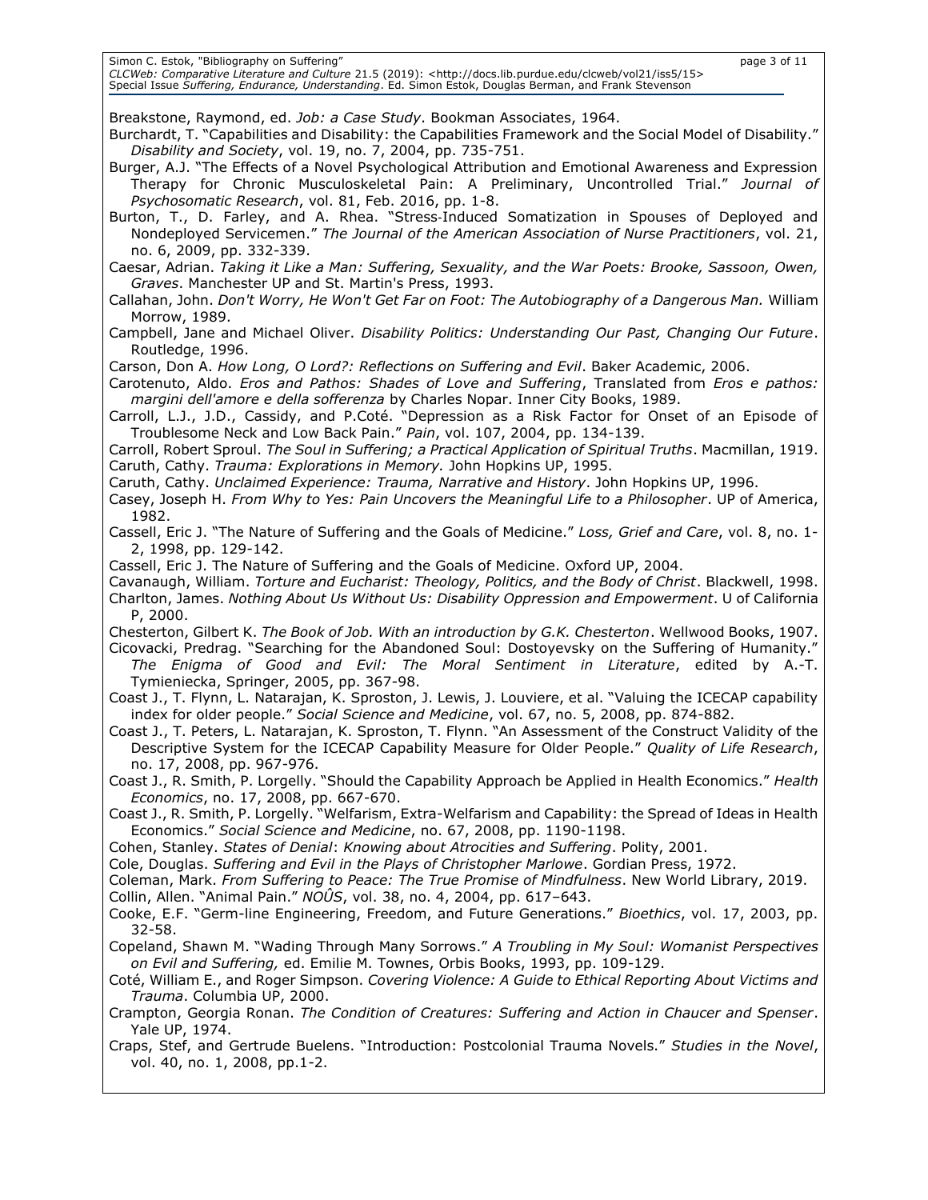Breakstone, Raymond, ed. *Job: a Case Study*. Bookman Associates, 1964.

Burchardt, T. "Capabilities and Disability: the Capabilities Framework and the Social Model of Disability." *Disability and Society*, vol. 19, no. 7, 2004, pp. 735-751.

Burger, A.J. "The Effects of a Novel Psychological Attribution and Emotional Awareness and Expression Therapy for Chronic Musculoskeletal Pain: A Preliminary, Uncontrolled Trial." *Journal of Psychosomatic Research*, vol. 81, Feb. 2016, pp. 1-8.

Burton, T., D. Farley, and A. Rhea. "Stress-Induced Somatization in Spouses of Deployed and Nondeployed Servicemen." *The Journal of the American Association of Nurse Practitioners*, vol. 21, no. 6, 2009, pp. 332-339.

Caesar, Adrian. *Taking it Like a Man: Suffering, Sexuality, and the War Poets: Brooke, Sassoon, Owen, Graves*. Manchester UP and St. Martin's Press, 1993.

Callahan, John. *Don't Worry, He Won't Get Far on Foot: The Autobiography of a Dangerous Man.* William Morrow, 1989.

Campbell, Jane and Michael Oliver. *Disability Politics: Understanding Our Past, Changing Our Future*. Routledge, 1996.

Carson, Don A. *How Long, O Lord?: Reflections on Suffering and Evil*. Baker Academic, 2006.

Carotenuto, Aldo. *Eros and Pathos: Shades of Love and Suffering*, Translated from *Eros e pathos: margini dell'amore e della sofferenza* by Charles Nopar. Inner City Books, 1989.

Carroll, L.J., J.D., Cassidy, and P.Coté. "Depression as a Risk Factor for Onset of an Episode of Troublesome Neck and Low Back Pain." *Pain*, vol. 107, 2004, pp. 134-139.

Carroll, Robert Sproul. *The Soul in Suffering; a Practical Application of Spiritual Truths*. Macmillan, 1919.

Caruth, Cathy. *Trauma: Explorations in Memory.* John Hopkins UP, 1995.

Caruth, Cathy. *Unclaimed Experience: Trauma, Narrative and History*. John Hopkins UP, 1996.

Casey, Joseph H. *From Why to Yes: Pain Uncovers the Meaningful Life to a Philosopher*. UP of America, 1982.

Cassell, Eric J. "The Nature of Suffering and the Goals of Medicine." *Loss, Grief and Care*, vol. 8, no. 1-2, 1998, pp. 129-142.

Cassell, Eric J. The Nature of Suffering and the Goals of Medicine. Oxford UP, 2004.

Cavanaugh, William. *Torture and Eucharist: Theology, Politics, and the Body of Christ*. Blackwell, 1998.

Charlton, James. *Nothing About Us Without Us: Disability Oppression and Empowerment*. U of California P, 2000.

Chesterton, Gilbert K. *The Book of Job. With an introduction by G.K. Chesterton*. Wellwood Books, 1907.

Cicovacki, Predrag. "Searching for the Abandoned Soul: Dostoyevsky on the Suffering of Humanity." *The Enigma of Good and Evil: The Moral Sentiment in Literature*, edited by A.-T. Tymieniecka, Springer, 2005, pp. 367-98.

Coast J., T. Flynn, L. Natarajan, K. Sproston, J. Lewis, J. Louviere, et al. "Valuing the ICECAP capability index for older people." *Social Science and Medicine*, vol. 67, no. 5, 2008, pp. 874-882.

Coast J., T. Peters, L. Natarajan, K. Sproston, T. Flynn. "An Assessment of the Construct Validity of the Descriptive System for the ICECAP Capability Measure for Older People." *Quality of Life Research*, no. 17, 2008, pp. 967-976.

Coast J., R. Smith, P. Lorgelly. "Should the Capability Approach be Applied in Health Economics." *Health Economics*, no. 17, 2008, pp. 667-670.

Coast J., R. Smith, P. Lorgelly. "Welfarism, Extra-Welfarism and Capability: the Spread of Ideas in Health Economics." *Social Science and Medicine*, no. 67, 2008, pp. 1190-1198.

Cohen, Stanley. *States of Denial*: *Knowing about Atrocities and Suffering*. Polity, 2001.

Cole, Douglas. *Suffering and Evil in the Plays of Christopher Marlowe*. Gordian Press, 1972.

Coleman, Mark. *From Suffering to Peace: The True Promise of Mindfulness*. New World Library, 2019.

Collin, Allen. "Animal Pain." *NOÛS*, vol. 38, no. 4, 2004, pp. 617–643.

Cooke, E.F. "Germ-line Engineering, Freedom, and Future Generations." *Bioethics*, vol. 17, 2003, pp. 32-58.

Copeland, Shawn M. "Wading Through Many Sorrows." *A Troubling in My Soul: Womanist Perspectives on Evil and Suffering,* ed. Emilie M. Townes, Orbis Books, 1993, pp. 109-129.

Coté, William E., and Roger Simpson. *Covering Violence: A Guide to Ethical Reporting About Victims and Trauma*. Columbia UP, 2000.

Crampton, Georgia Ronan. *The Condition of Creatures: Suffering and Action in Chaucer and Spenser*. Yale UP, 1974.

Craps, Stef, and Gertrude Buelens. "Introduction: Postcolonial Trauma Novels." *Studies in the Novel*, vol. 40, no. 1, 2008, pp.1-2.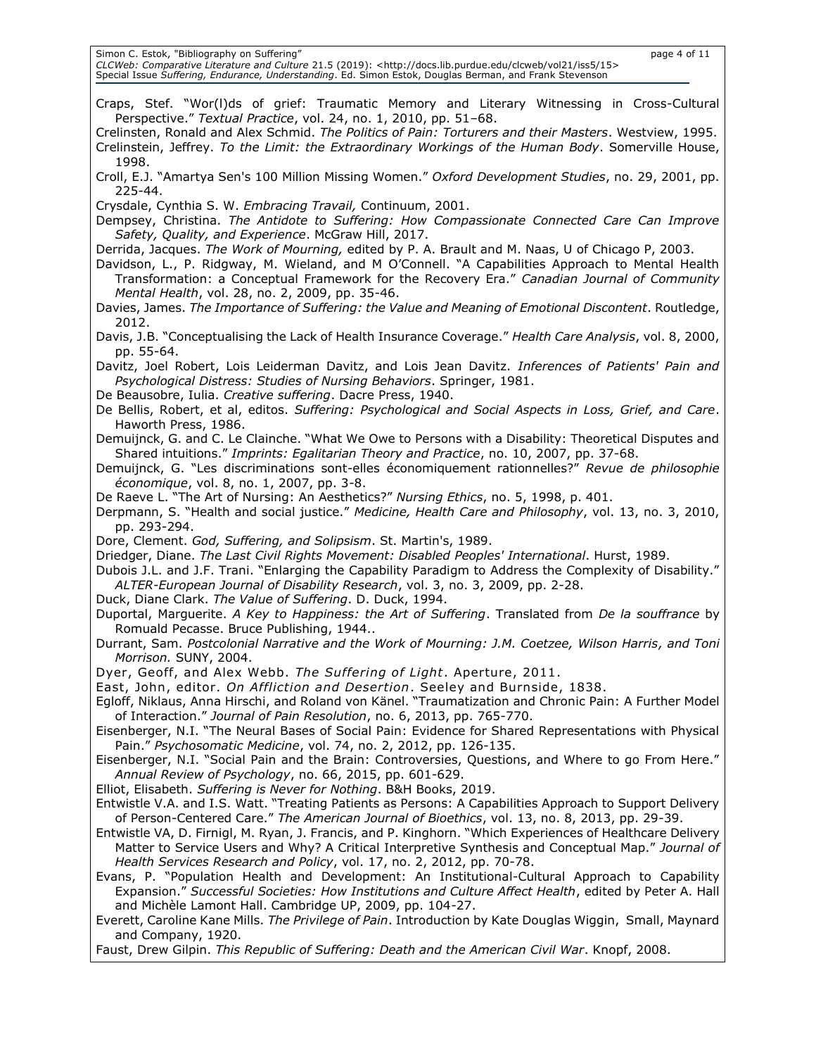Craps, Stef. "Wor(l)ds of grief: Traumatic Memory and Literary Witnessing in Cross-Cultural Perspective." *Textual Practice*, vol. 24, no. 1, 2010, pp. 51–68.

Crelinsten, Ronald and Alex Schmid. *The Politics of Pain: Torturers and their Masters*. Westview, 1995.

Crelinstein, Jeffrey. *To the Limit: the Extraordinary Workings of the Human Body*. Somerville House, 1998.

Croll, E.J. "Amartya Sen's 100 Million Missing Women." *Oxford Development Studies*, no. 29, 2001, pp. 225-44.

Crysdale, Cynthia S. W. *Embracing Travail,* Continuum, 2001.

Dempsey, Christina. *The Antidote to Suffering: How Compassionate Connected Care Can Improve Safety, Quality, and Experience*. McGraw Hill, 2017.

Derrida, Jacques. *The Work of Mourning,* edited by P. A. Brault and M. Naas, U of Chicago P, 2003.

Davidson, L., P. Ridgway, M. Wieland, and M O'Connell. "A Capabilities Approach to Mental Health Transformation: a Conceptual Framework for the Recovery Era." *Canadian Journal of Community Mental Health*, vol. 28, no. 2, 2009, pp. 35-46.

Davies, James. *The Importance of Suffering: the Value and Meaning of Emotional Discontent*. Routledge, 2012.

Davis, J.B. "Conceptualising the Lack of Health Insurance Coverage." *Health Care Analysis*, vol. 8, 2000, pp. 55-64.

Davitz, Joel Robert, Lois Leiderman Davitz, and Lois Jean Davitz. *Inferences of Patients' Pain and Psychological Distress: Studies of Nursing Behaviors*. Springer, 1981.

De Beausobre, Iulia. *Creative suffering*. Dacre Press, 1940.

De Bellis, Robert, et al, editos. *Suffering: Psychological and Social Aspects in Loss, Grief, and Care*. Haworth Press, 1986.

Demuijnck, G. and C. Le Clainche. "What We Owe to Persons with a Disability: Theoretical Disputes and Shared intuitions." *Imprints: Egalitarian Theory and Practice*, no. 10, 2007, pp. 37-68.

Demuijnck, G. "Les discriminations sont-elles économiquement rationnelles?" *Revue de philosophie économique*, vol. 8, no. 1, 2007, pp. 3-8.

De Raeve L. "The Art of Nursing: An Aesthetics?" *Nursing Ethics*, no. 5, 1998, p. 401.

Derpmann, S. "Health and social justice." *Medicine, Health Care and Philosophy*, vol. 13, no. 3, 2010, pp. 293-294.

Dore, Clement. *God, Suffering, and Solipsism*. St. Martin's, 1989.

Driedger, Diane. *The Last Civil Rights Movement: Disabled Peoples' International*. Hurst, 1989.

Dubois J.L. and J.F. Trani. "Enlarging the Capability Paradigm to Address the Complexity of Disability." *ALTER-European Journal of Disability Research*, vol. 3, no. 3, 2009, pp. 2-28.

Duck, Diane Clark. *The Value of Suffering*. D. Duck, 1994.

Duportal, Marguerite. *A Key to Happiness: the Art of Suffering*. Translated from *De la souffrance* by Romuald Pecasse. Bruce Publishing, 1944..

Durrant, Sam. *Postcolonial Narrative and the Work of Mourning: J.M. Coetzee, Wilson Harris, and Toni Morrison.* SUNY, 2004.

Dyer, Geoff, and Alex Webb. *The Suffering of Light*. Aperture, 2011.

East, John, editor. *On Affliction and Desertion*. Seeley and Burnside, 1838.

Egloff, Niklaus, Anna Hirschi, and Roland von Känel. "Traumatization and Chronic Pain: A Further Model of Interaction." *Journal of Pain Resolution*, no. 6, 2013, pp. 765-770.

Eisenberger, N.I. "The Neural Bases of Social Pain: Evidence for Shared Representations with Physical Pain." *Psychosomatic Medicine*, vol. 74, no. 2, 2012, pp. 126-135.

Eisenberger, N.I. "Social Pain and the Brain: Controversies, Questions, and Where to go From Here." *Annual Review of Psychology*, no. 66, 2015, pp. 601-629.

Elliot, Elisabeth. *Suffering is Never for Nothing*. B&H Books, 2019.

Entwistle V.A. and I.S. Watt. "Treating Patients as Persons: A Capabilities Approach to Support Delivery of Person-Centered Care." *The American Journal of Bioethics*, vol. 13, no. 8, 2013, pp. 29-39.

Entwistle VA, D. Firnigl, M. Ryan, J. Francis, and P. Kinghorn. "Which Experiences of Healthcare Delivery Matter to Service Users and Why? A Critical Interpretive Synthesis and Conceptual Map." *Journal of Health Services Research and Policy*, vol. 17, no. 2, 2012, pp. 70-78.

Evans, P. "Population Health and Development: An Institutional-Cultural Approach to Capability Expansion." *Successful Societies: How Institutions and Culture Affect Health*, edited by Peter A. Hall and Michèle Lamont Hall. Cambridge UP, 2009, pp. 104-27.

Everett, Caroline Kane Mills. *The Privilege of Pain*. Introduction by Kate Douglas Wiggin, Small, Maynard and Company, 1920.

Faust, Drew Gilpin. *This Republic of Suffering: Death and the American Civil War*. Knopf, 2008.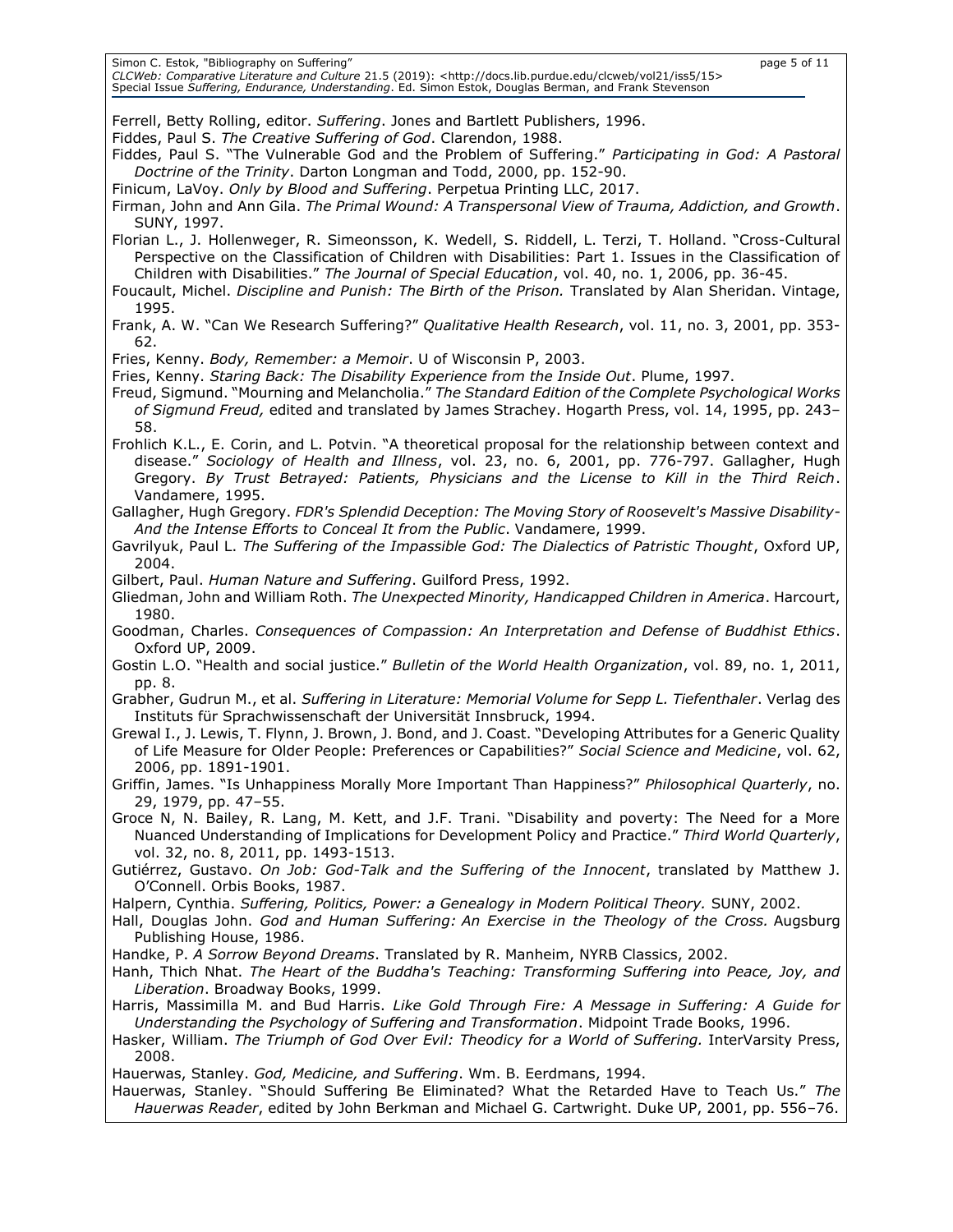Ferrell, Betty Rolling, editor. *Suffering*. Jones and Bartlett Publishers, 1996.

Fiddes, Paul S. *The Creative Suffering of God*. Clarendon, 1988.

Fiddes, Paul S. "The Vulnerable God and the Problem of Suffering." *Participating in God: A Pastoral Doctrine of the Trinity*. Darton Longman and Todd, 2000, pp. 152-90.

Finicum, LaVoy. *Only by Blood and Suffering*. Perpetua Printing LLC, 2017.

Firman, John and Ann Gila. *The Primal Wound: A Transpersonal View of Trauma, Addiction, and Growth*. SUNY, 1997.

Florian L., J. Hollenweger, R. Simeonsson, K. Wedell, S. Riddell, L. Terzi, T. Holland. "Cross-Cultural Perspective on the Classification of Children with Disabilities: Part 1. Issues in the Classification of Children with Disabilities." *The Journal of Special Education*, vol. 40, no. 1, 2006, pp. 36-45.

Foucault, Michel. *Discipline and Punish: The Birth of the Prison.* Translated by Alan Sheridan. Vintage, 1995.

Frank, A. W. "Can We Research Suffering?" *Qualitative Health Research*, vol. 11, no. 3, 2001, pp. 353-62.

Fries, Kenny. *Body, Remember: a Memoir*. U of Wisconsin P, 2003.

Fries, Kenny. *Staring Back: The Disability Experience from the Inside Out*. Plume, 1997.

Freud, Sigmund. "Mourning and Melancholia." *The Standard Edition of the Complete Psychological Works of Sigmund Freud,* edited and translated by James Strachey. Hogarth Press, vol. 14, 1995, pp. 243–58.

Frohlich K.L., E. Corin, and L. Potvin. "A theoretical proposal for the relationship between context and disease." *Sociology of Health and Illness*, vol. 23, no. 6, 2001, pp. 776-797. Gallagher, Hugh Gregory. *By Trust Betrayed: Patients, Physicians and the License to Kill in the Third Reich*. Vandamere, 1995.

Gallagher, Hugh Gregory. *FDR's Splendid Deception: The Moving Story of Roosevelt's Massive Disability-And the Intense Efforts to Conceal It from the Public*. Vandamere, 1999.

Gavrilyuk, Paul L. *The Suffering of the Impassible God: The Dialectics of Patristic Thought*, Oxford UP, 2004.

Gilbert, Paul. *Human Nature and Suffering*. Guilford Press, 1992.

Gliedman, John and William Roth. *The Unexpected Minority, Handicapped Children in America*. Harcourt, 1980.

Goodman, Charles. *Consequences of Compassion: An Interpretation and Defense of Buddhist Ethics*. Oxford UP, 2009.

Gostin L.O. "Health and social justice." *Bulletin of the World Health Organization*, vol. 89, no. 1, 2011, pp. 8.

Grabher, Gudrun M., et al. *Suffering in Literature: Memorial Volume for Sepp L. Tiefenthaler*. Verlag des Instituts für Sprachwissenschaft der Universität Innsbruck, 1994.

Grewal I., J. Lewis, T. Flynn, J. Brown, J. Bond, and J. Coast. "Developing Attributes for a Generic Quality of Life Measure for Older People: Preferences or Capabilities?" *Social Science and Medicine*, vol. 62, 2006, pp. 1891-1901.

Griffin, James. "Is Unhappiness Morally More Important Than Happiness?" *Philosophical Quarterly*, no. 29, 1979, pp. 47–55.

Groce N, N. Bailey, R. Lang, M. Kett, and J.F. Trani. "Disability and poverty: The Need for a More Nuanced Understanding of Implications for Development Policy and Practice." *Third World Quarterly*, vol. 32, no. 8, 2011, pp. 1493-1513.

Gutiérrez, Gustavo. *On Job: God-Talk and the Suffering of the Innocent*, translated by Matthew J. O'Connell. Orbis Books, 1987.

Halpern, Cynthia. *Suffering, Politics, Power: a Genealogy in Modern Political Theory.* SUNY, 2002.

Hall, Douglas John. *God and Human Suffering: An Exercise in the Theology of the Cross.* Augsburg Publishing House, 1986.

Handke, P. *A Sorrow Beyond Dreams*. Translated by R. Manheim, NYRB Classics, 2002.

Hanh, Thich Nhat. *The Heart of the Buddha's Teaching: Transforming Suffering into Peace, Joy, and Liberation*. Broadway Books, 1999.

Harris, Massimilla M. and Bud Harris. *Like Gold Through Fire: A Message in Suffering: A Guide for Understanding the Psychology of Suffering and Transformation*. Midpoint Trade Books, 1996.

Hasker, William. *The Triumph of God Over Evil: Theodicy for a World of Suffering.* InterVarsity Press, 2008.

Hauerwas, Stanley. *God, Medicine, and Suffering*. Wm. B. Eerdmans, 1994.

Hauerwas, Stanley. "Should Suffering Be Eliminated? What the Retarded Have to Teach Us." *The Hauerwas Reader*, edited by John Berkman and Michael G. Cartwright. Duke UP, 2001, pp. 556–76.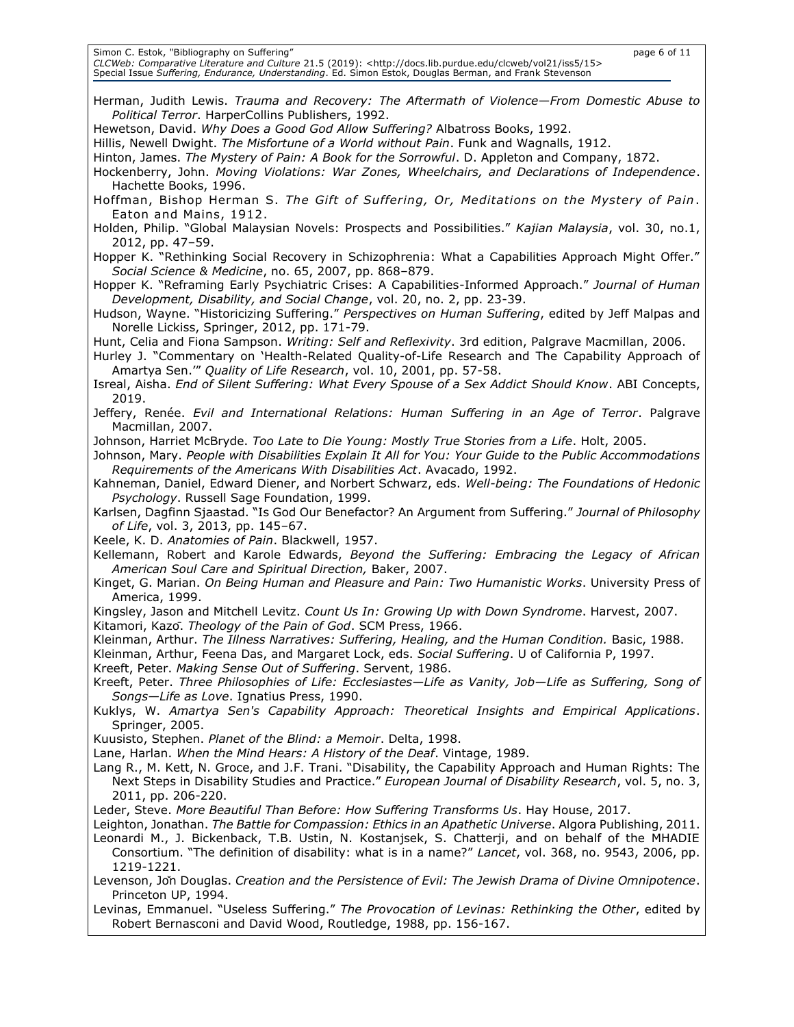Herman, Judith Lewis. *Trauma and Recovery: The Aftermath of Violence—From Domestic Abuse to Political Terror*. HarperCollins Publishers, 1992.

Hewetson, David. *Why Does a Good God Allow Suffering?* Albatross Books, 1992.

Hillis, Newell Dwight. *The Misfortune of a World without Pain*. Funk and Wagnalls, 1912.

Hinton, James. *The Mystery of Pain: A Book for the Sorrowful*. D. Appleton and Company, 1872.

Hockenberry, John. *Moving Violations: War Zones, Wheelchairs, and Declarations of Independence*. Hachette Books, 1996.

Hoffman, Bishop Herman S. *The Gift of Suffering, Or, Meditations on the Mystery of Pain*. Eaton and Mains, 1912.

Holden, Philip. "Global Malaysian Novels: Prospects and Possibilities." *Kajian Malaysia*, vol. 30, no.1, 2012, pp. 47–59.

Hopper K. "Rethinking Social Recovery in Schizophrenia: What a Capabilities Approach Might Offer." *Social Science & Medicine*, no. 65, 2007, pp. 868–879.

Hopper K. "Reframing Early Psychiatric Crises: A Capabilities-Informed Approach." *Journal of Human Development, Disability, and Social Change*, vol. 20, no. 2, pp. 23-39.

Hudson, Wayne. "Historicizing Suffering." *Perspectives on Human Suffering*, edited by Jeff Malpas and Norelle Lickiss, Springer, 2012, pp. 171-79.

Hunt, Celia and Fiona Sampson. *Writing: Self and Reflexivity*. 3rd edition, Palgrave Macmillan, 2006.

Hurley J. "Commentary on 'Health-Related Quality-of-Life Research and The Capability Approach of Amartya Sen.'" *Quality of Life Research*, vol. 10, 2001, pp. 57-58.

Isreal, Aisha. *End of Silent Suffering: What Every Spouse of a Sex Addict Should Know*. ABI Concepts, 2019.

Jeffery, Renée. *Evil and International Relations: Human Suffering in an Age of Terror*. Palgrave Macmillan, 2007.

Johnson, Harriet McBryde. *Too Late to Die Young: Mostly True Stories from a Life*. Holt, 2005.

Johnson, Mary. *People with Disabilities Explain It All for You: Your Guide to the Public Accommodations Requirements of the Americans With Disabilities Act*. Avacado, 1992.

Kahneman, Daniel, Edward Diener, and Norbert Schwarz, eds. *Well-being: The Foundations of Hedonic Psychology*. Russell Sage Foundation, 1999.

Karlsen, Dagfinn Sjaastad. "Is God Our Benefactor? An Argument from Suffering." *Journal of Philosophy of Life*, vol. 3, 2013, pp. 145–67.

Keele, K. D. *Anatomies of Pain*. Blackwell, 1957.

Kellemann, Robert and Karole Edwards, *Beyond the Suffering: Embracing the Legacy of African American Soul Care and Spiritual Direction,* Baker, 2007.

Kinget, G. Marian. *On Being Human and Pleasure and Pain: Two Humanistic Works*. University Press of America, 1999.

Kingsley, Jason and Mitchell Levitz. *Count Us In: Growing Up with Down Syndrome*. Harvest, 2007.

Kitamori, Kazō. *Theology of the Pain of God*. SCM Press, 1966.

Kleinman, Arthur. *The Illness Narratives: Suffering, Healing, and the Human Condition.* Basic, 1988.

Kleinman, Arthur, Feena Das, and Margaret Lock, eds. *Social Suffering*. U of California P, 1997.

Kreeft, Peter. *Making Sense Out of Suffering*. Servent, 1986.

Kreeft, Peter. *Three Philosophies of Life: Ecclesiastes—Life as Vanity, Job—Life as Suffering, Song of Songs—Life as Love*. Ignatius Press, 1990.

Kuklys, W. *Amartya Sen's Capability Approach: Theoretical Insights and Empirical Applications*. Springer, 2005.

Kuusisto, Stephen. *Planet of the Blind: a Memoir*. Delta, 1998.

Lane, Harlan. *When the Mind Hears: A History of the Deaf*. Vintage, 1989.

Lang R., M. Kett, N. Groce, and J.F. Trani. "Disability, the Capability Approach and Human Rights: The Next Steps in Disability Studies and Practice." *European Journal of Disability Research*, vol. 5, no. 3, 2011, pp. 206-220.

Leder, Steve. *More Beautiful Than Before: How Suffering Transforms Us*. Hay House, 2017.

Leighton, Jonathan. *The Battle for Compassion: Ethics in an Apathetic Universe*. Algora Publishing, 2011.

Leonardi M., J. Bickenback, T.B. Ustin, N. Kostanjsek, S. Chatterji, and on behalf of the MHADIE Consortium. "The definition of disability: what is in a name?" *Lancet*, vol. 368, no. 9543, 2006, pp. 1219-1221.

Levenson, Jon̆ Douglas. *Creation and the Persistence of Evil: The Jewish Drama of Divine Omnipotence*. Princeton UP, 1994.

Levinas, Emmanuel. "Useless Suffering." *The Provocation of Levinas: Rethinking the Other*, edited by Robert Bernasconi and David Wood, Routledge, 1988, pp. 156-167.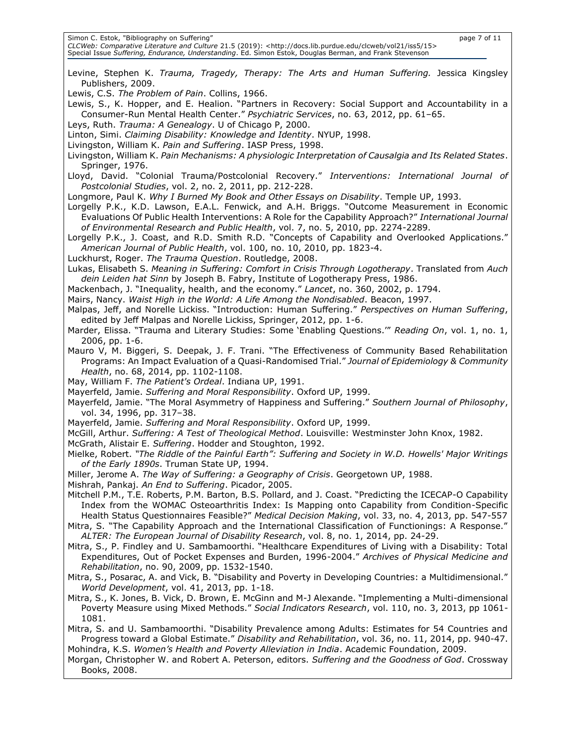Levine, Stephen K. *Trauma, Tragedy, Therapy: The Arts and Human Suffering.* Jessica Kingsley Publishers, 2009.

Lewis, C.S. *The Problem of Pain*. Collins, 1966.

Lewis, S., K. Hopper, and E. Healion. "Partners in Recovery: Social Support and Accountability in a Consumer-Run Mental Health Center." *Psychiatric Services*, no. 63, 2012, pp. 61–65.

Leys, Ruth. *Trauma: A Genealogy*. U of Chicago P, 2000.

Linton, Simi. *Claiming Disability: Knowledge and Identity*. NYUP, 1998.

Livingston, William K. *Pain and Suffering*. IASP Press, 1998.

Livingston, William K. *Pain Mechanisms: A physiologic Interpretation of Causalgia and Its Related States*. Springer, 1976.

Lloyd, David. "Colonial Trauma/Postcolonial Recovery." *Interventions: International Journal of Postcolonial Studies*, vol. 2, no. 2, 2011, pp. 212-228.

Longmore, Paul K. *Why I Burned My Book and Other Essays on Disability*. Temple UP, 1993.

Lorgelly P.K., K.D. Lawson, E.A.L. Fenwick, and A.H. Briggs. "Outcome Measurement in Economic Evaluations Of Public Health Interventions: A Role for the Capability Approach?" *International Journal of Environmental Research and Public Health*, vol. 7, no. 5, 2010, pp. 2274-2289.

Lorgelly P.K., J. Coast, and R.D. Smith R.D. "Concepts of Capability and Overlooked Applications." *American Journal of Public Health*, vol. 100, no. 10, 2010, pp. 1823-4.

Luckhurst, Roger. *The Trauma Question*. Routledge, 2008.

Lukas, Elisabeth S. *Meaning in Suffering: Comfort in Crisis Through Logotherapy*. Translated from *Auch dein Leiden hat Sinn* by Joseph B. Fabry, Institute of Logotherapy Press, 1986.

Mackenbach, J. "Inequality, health, and the economy." *Lancet*, no. 360, 2002, p. 1794.

Mairs, Nancy. *Waist High in the World: A Life Among the Nondisabled*. Beacon, 1997.

Malpas, Jeff, and Norelle Lickiss. "Introduction: Human Suffering." *Perspectives on Human Suffering*, edited by Jeff Malpas and Norelle Lickiss, Springer, 2012, pp. 1-6.

Marder, Elissa. "Trauma and Literary Studies: Some 'Enabling Questions.'" *Reading On*, vol. 1, no. 1, 2006, pp. 1-6.

Mauro V, M. Biggeri, S. Deepak, J. F. Trani. "The Effectiveness of Community Based Rehabilitation Programs: An Impact Evaluation of a Quasi-Randomised Trial." *Journal of Epidemiology & Community Health*, no. 68, 2014, pp. 1102-1108.

May, William F. *The Patient's Ordeal*. Indiana UP, 1991.

Mayerfeld, Jamie. *Suffering and Moral Responsibility*. Oxford UP, 1999.

Mayerfeld, Jamie. "The Moral Asymmetry of Happiness and Suffering." *Southern Journal of Philosophy*, vol. 34, 1996, pp. 317–38.

Mayerfeld, Jamie. *Suffering and Moral Responsibility*. Oxford UP, 1999.

McGill, Arthur. *Suffering: A Test of Theological Method*. Louisville: Westminster John Knox, 1982.

McGrath, Alistair E. *Suffering*. Hodder and Stoughton, 1992.

Mielke, Robert. *"The Riddle of the Painful Earth": Suffering and Society in W.D. Howells' Major Writings of the Early 1890s*. Truman State UP, 1994.

Miller, Jerome A. *The Way of Suffering: a Geography of Crisis*. Georgetown UP, 1988.

Mishrah, Pankaj. *An End to Suffering*. Picador, 2005.

Mitchell P.M., T.E. Roberts, P.M. Barton, B.S. Pollard, and J. Coast. "Predicting the ICECAP-O Capability Index from the WOMAC Osteoarthritis Index: Is Mapping onto Capability from Condition-Specific Health Status Questionnaires Feasible?" *Medical Decision Making*, vol. 33, no. 4, 2013, pp. 547-557

Mitra, S. "The Capability Approach and the International Classification of Functionings: A Response." *ALTER: The European Journal of Disability Research*, vol. 8, no. 1, 2014, pp. 24-29.

Mitra, S., P. Findley and U. Sambamoorthi. "Healthcare Expenditures of Living with a Disability: Total Expenditures, Out of Pocket Expenses and Burden, 1996-2004." *Archives of Physical Medicine and Rehabilitation*, no. 90, 2009, pp. 1532-1540.

Mitra, S., Posarac, A. and Vick, B. "Disability and Poverty in Developing Countries: a Multidimensional." *World Development*, vol. 41, 2013, pp. 1-18.

Mitra, S., K. Jones, B. Vick, D. Brown, E. McGinn and M-J Alexande. "Implementing a Multi-dimensional Poverty Measure using Mixed Methods." *Social Indicators Research*, vol. 110, no. 3, 2013, pp 1061-1081.

Mitra, S. and U. Sambamoorthi. "Disability Prevalence among Adults: Estimates for 54 Countries and Progress toward a Global Estimate." *Disability and Rehabilitation*, vol. 36, no. 11, 2014, pp. 940-47.

Mohindra, K.S. *Women's Health and Poverty Alleviation in India*. Academic Foundation, 2009.

Morgan, Christopher W. and Robert A. Peterson, editors. *Suffering and the Goodness of God*. Crossway Books, 2008.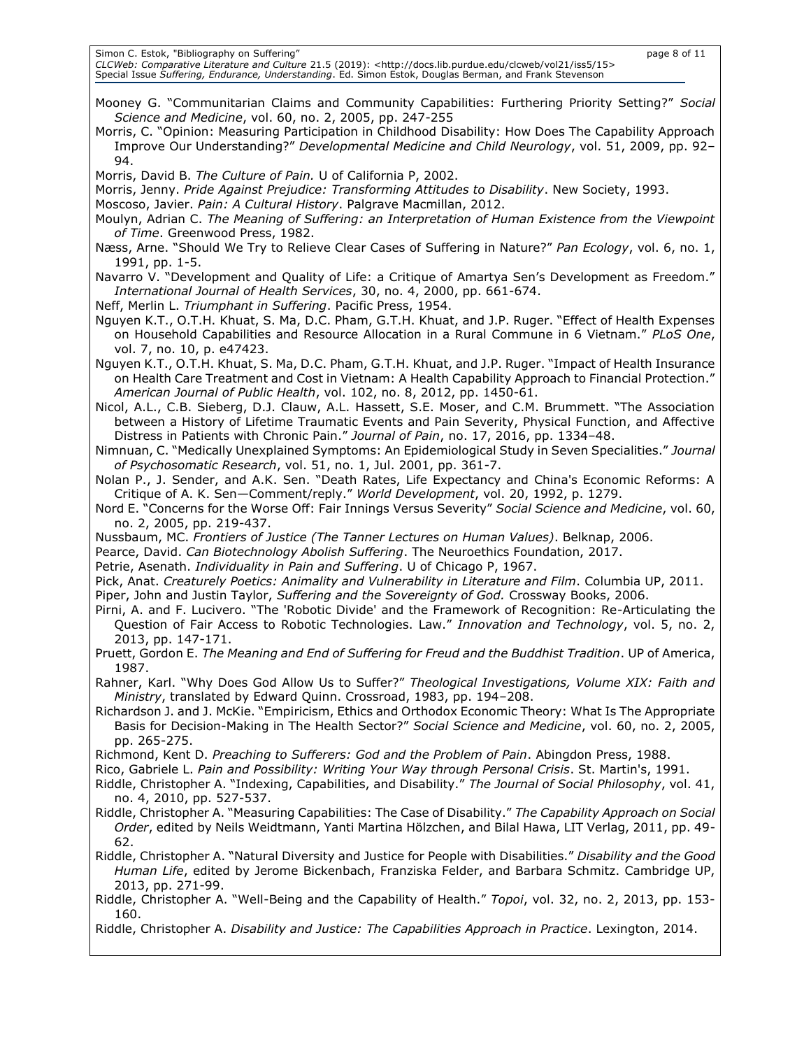Mooney G. "Communitarian Claims and Community Capabilities: Furthering Priority Setting?" *Social Science and Medicine*, vol. 60, no. 2, 2005, pp. 247-255

Morris, C. "Opinion: Measuring Participation in Childhood Disability: How Does The Capability Approach Improve Our Understanding?" *Developmental Medicine and Child Neurology*, vol. 51, 2009, pp. 92–94.

Morris, David B. *The Culture of Pain.* U of California P, 2002.

Morris, Jenny. *Pride Against Prejudice: Transforming Attitudes to Disability*. New Society, 1993.

Moscoso, Javier. *Pain: A Cultural History*. Palgrave Macmillan, 2012.

Moulyn, Adrian C. *The Meaning of Suffering: an Interpretation of Human Existence from the Viewpoint of Time*. Greenwood Press, 1982.

Næss, Arne. "Should We Try to Relieve Clear Cases of Suffering in Nature?" *Pan Ecology*, vol. 6, no. 1, 1991, pp. 1-5.

Navarro V. "Development and Quality of Life: a Critique of Amartya Sen's Development as Freedom." *International Journal of Health Services*, 30, no. 4, 2000, pp. 661-674.

Neff, Merlin L. *Triumphant in Suffering*. Pacific Press, 1954.

Nguyen K.T., O.T.H. Khuat, S. Ma, D.C. Pham, G.T.H. Khuat, and J.P. Ruger. "Effect of Health Expenses on Household Capabilities and Resource Allocation in a Rural Commune in 6 Vietnam." *PLoS One*, vol. 7, no. 10, p. e47423.

Nguyen K.T., O.T.H. Khuat, S. Ma, D.C. Pham, G.T.H. Khuat, and J.P. Ruger. "Impact of Health Insurance on Health Care Treatment and Cost in Vietnam: A Health Capability Approach to Financial Protection." *American Journal of Public Health*, vol. 102, no. 8, 2012, pp. 1450-61.

Nicol, A.L., C.B. Sieberg, D.J. Clauw, A.L. Hassett, S.E. Moser, and C.M. Brummett. "The Association between a History of Lifetime Traumatic Events and Pain Severity, Physical Function, and Affective Distress in Patients with Chronic Pain." *Journal of Pain*, no. 17, 2016, pp. 1334–48.

Nimnuan, C. "Medically Unexplained Symptoms: An Epidemiological Study in Seven Specialities." *Journal of Psychosomatic Research*, vol. 51, no. 1, Jul. 2001, pp. 361-7.

Nolan P., J. Sender, and A.K. Sen. "Death Rates, Life Expectancy and China's Economic Reforms: A Critique of A. K. Sen—Comment/reply." *World Development*, vol. 20, 1992, p. 1279.

Nord E. "Concerns for the Worse Off: Fair Innings Versus Severity" *Social Science and Medicine*, vol. 60, no. 2, 2005, pp. 219-437.

Nussbaum, MC. *Frontiers of Justice (The Tanner Lectures on Human Values)*. Belknap, 2006.

Pearce, David. *Can Biotechnology Abolish Suffering*. The Neuroethics Foundation, 2017.

Petrie, Asenath. *Individuality in Pain and Suffering*. U of Chicago P, 1967.

Pick, Anat. *Creaturely Poetics: Animality and Vulnerability in Literature and Film*. Columbia UP, 2011.

Piper, John and Justin Taylor, *Suffering and the Sovereignty of God.* Crossway Books, 2006.

Pirni, A. and F. Lucivero. "The 'Robotic Divide' and the Framework of Recognition: Re-Articulating the Question of Fair Access to Robotic Technologies. Law." *Innovation and Technology*, vol. 5, no. 2, 2013, pp. 147-171.

Pruett, Gordon E. *The Meaning and End of Suffering for Freud and the Buddhist Tradition*. UP of America, 1987.

Rahner, Karl. "Why Does God Allow Us to Suffer?" *Theological Investigations, Volume XIX: Faith and Ministry*, translated by Edward Quinn. Crossroad, 1983, pp. 194–208.

Richardson J. and J. McKie. "Empiricism, Ethics and Orthodox Economic Theory: What Is The Appropriate Basis for Decision-Making in The Health Sector?" *Social Science and Medicine*, vol. 60, no. 2, 2005, pp. 265-275.

Richmond, Kent D. *Preaching to Sufferers: God and the Problem of Pain*. Abingdon Press, 1988.

Rico, Gabriele L. *Pain and Possibility: Writing Your Way through Personal Crisis*. St. Martin's, 1991.

Riddle, Christopher A. "Indexing, Capabilities, and Disability." *The Journal of Social Philosophy*, vol. 41, no. 4, 2010, pp. 527-537.

Riddle, Christopher A. "Measuring Capabilities: The Case of Disability." *The Capability Approach on Social Order*, edited by Neils Weidtmann, Yanti Martina Hölzchen, and Bilal Hawa, LIT Verlag, 2011, pp. 49-62.

Riddle, Christopher A. "Natural Diversity and Justice for People with Disabilities." *Disability and the Good Human Life*, edited by Jerome Bickenbach, Franziska Felder, and Barbara Schmitz. Cambridge UP, 2013, pp. 271-99.

Riddle, Christopher A. "Well-Being and the Capability of Health." *Topoi*, vol. 32, no. 2, 2013, pp. 153-160.

Riddle, Christopher A. *Disability and Justice: The Capabilities Approach in Practice*. Lexington, 2014.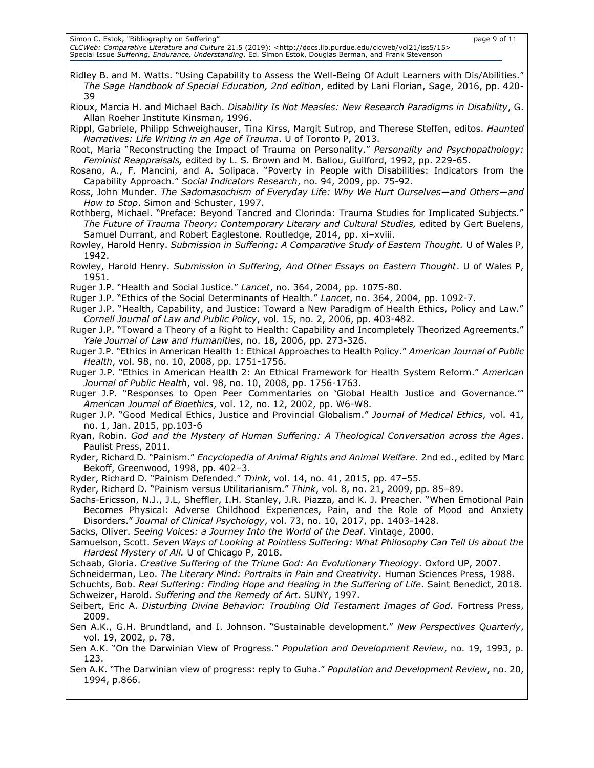Ridley B. and M. Watts. "Using Capability to Assess the Well-Being Of Adult Learners with Dis/Abilities." *The Sage Handbook of Special Education, 2nd edition*, edited by Lani Florian, Sage, 2016, pp. 420-39

Rioux, Marcia H. and Michael Bach. *Disability Is Not Measles: New Research Paradigms in Disability*, G. Allan Roeher Institute Kinsman, 1996.

Rippl, Gabriele, Philipp Schweighauser, Tina Kirss, Margit Sutrop, and Therese Steffen, editos. *Haunted Narratives: Life Writing in an Age of Trauma*. U of Toronto P, 2013.

Root, Maria "Reconstructing the Impact of Trauma on Personality." *Personality and Psychopathology: Feminist Reappraisals,* edited by L. S. Brown and M. Ballou, Guilford, 1992, pp. 229-65.

Rosano, A., F. Mancini, and A. Solipaca. "Poverty in People with Disabilities: Indicators from the Capability Approach." *Social Indicators Research*, no. 94, 2009, pp. 75-92.

Ross, John Munder. *The Sadomasochism of Everyday Life: Why We Hurt Ourselves—and Others—and How to Stop*. Simon and Schuster, 1997.

Rothberg, Michael. "Preface: Beyond Tancred and Clorinda: Trauma Studies for Implicated Subjects." *The Future of Trauma Theory: Contemporary Literary and Cultural Studies,* edited by Gert Buelens, Samuel Durrant, and Robert Eaglestone. Routledge, 2014, pp. xi–xviii.

Rowley, Harold Henry. *Submission in Suffering: A Comparative Study of Eastern Thought.* U of Wales P, 1942.

Rowley, Harold Henry. *Submission in Suffering, And Other Essays on Eastern Thought*. U of Wales P, 1951.

Ruger J.P. "Health and Social Justice." *Lancet*, no. 364, 2004, pp. 1075-80.

Ruger J.P. "Ethics of the Social Determinants of Health." *Lancet*, no. 364, 2004, pp. 1092-7.

Ruger J.P. "Health, Capability, and Justice: Toward a New Paradigm of Health Ethics, Policy and Law." *Cornell Journal of Law and Public Policy*, vol. 15, no. 2, 2006, pp. 403-482.

Ruger J.P. "Toward a Theory of a Right to Health: Capability and Incompletely Theorized Agreements." *Yale Journal of Law and Humanities*, no. 18, 2006, pp. 273-326.

Ruger J.P. "Ethics in American Health 1: Ethical Approaches to Health Policy." *American Journal of Public Health*, vol. 98, no. 10, 2008, pp. 1751-1756.

Ruger J.P. "Ethics in American Health 2: An Ethical Framework for Health System Reform." *American Journal of Public Health*, vol. 98, no. 10, 2008, pp. 1756-1763.

Ruger J.P. "Responses to Open Peer Commentaries on 'Global Health Justice and Governance.'" *American Journal of Bioethics*, vol. 12, no. 12, 2002, pp. W6-W8.

Ruger J.P. "Good Medical Ethics, Justice and Provincial Globalism." *Journal of Medical Ethics*, vol. 41, no. 1, Jan. 2015, pp.103-6

Ryan, Robin. *God and the Mystery of Human Suffering: A Theological Conversation across the Ages*. Paulist Press, 2011.

Ryder, Richard D. "Painism." *Encyclopedia of Animal Rights and Animal Welfare*. 2nd ed., edited by Marc Bekoff, Greenwood, 1998, pp. 402–3.

Ryder, Richard D. "Painism Defended." *Think*, vol. 14, no. 41, 2015, pp. 47–55.

Ryder, Richard D. "Painism versus Utilitarianism." *Think*, vol. 8, no. 21, 2009, pp. 85–89.

Sachs-Ericsson, N.J., J.L, Sheffler, I.H. Stanley, J.R. Piazza, and K. J. Preacher. "When Emotional Pain Becomes Physical: Adverse Childhood Experiences, Pain, and the Role of Mood and Anxiety Disorders." *Journal of Clinical Psychology*, vol. 73, no. 10, 2017, pp. 1403-1428.

Sacks, Oliver. *Seeing Voices: a Journey Into the World of the Deaf*. Vintage, 2000.

Samuelson, Scott. *Seven Ways of Looking at Pointless Suffering: What Philosophy Can Tell Us about the Hardest Mystery of All.* U of Chicago P, 2018.

Schaab, Gloria. *Creative Suffering of the Triune God: An Evolutionary Theology*. Oxford UP, 2007.

Schneiderman, Leo. *The Literary Mind: Portraits in Pain and Creativity*. Human Sciences Press, 1988.

Schuchts, Bob. *Real Suffering: Finding Hope and Healing in the Suffering of Life*. Saint Benedict, 2018.

Schweizer, Harold. *Suffering and the Remedy of Art*. SUNY, 1997.

Seibert, Eric A. *Disturbing Divine Behavior: Troubling Old Testament Images of God.* Fortress Press, 2009.

Sen A.K., G.H. Brundtland, and I. Johnson. "Sustainable development." *New Perspectives Quarterly*, vol. 19, 2002, p. 78.

Sen A.K. "On the Darwinian View of Progress." *Population and Development Review*, no. 19, 1993, p. 123.

Sen A.K. "The Darwinian view of progress: reply to Guha." *Population and Development Review*, no. 20, 1994, p.866.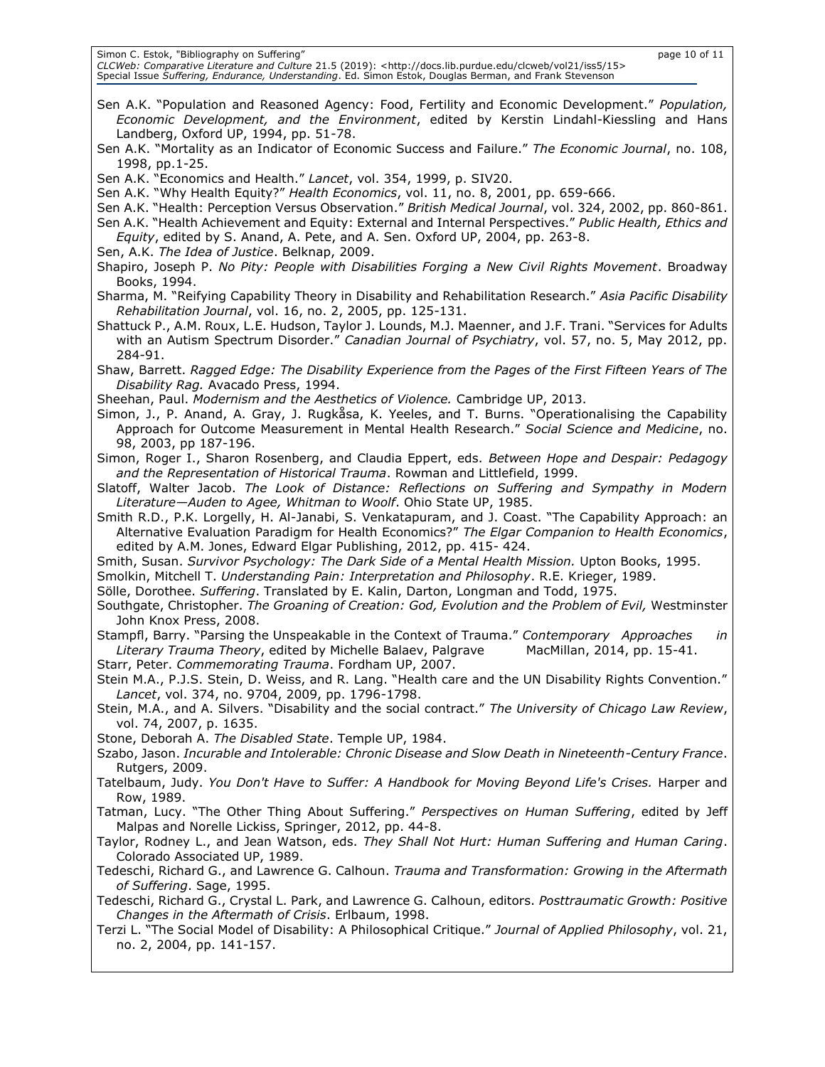Sen A.K. "Population and Reasoned Agency: Food, Fertility and Economic Development." *Population, Economic Development, and the Environment*, edited by Kerstin Lindahl-Kiessling and Hans Landberg, Oxford UP, 1994, pp. 51-78.

Sen A.K. "Mortality as an Indicator of Economic Success and Failure." *The Economic Journal*, no. 108, 1998, pp.1-25.

Sen A.K. "Economics and Health." *Lancet*, vol. 354, 1999, p. SIV20.

Sen A.K. "Why Health Equity?" *Health Economics*, vol. 11, no. 8, 2001, pp. 659-666.

Sen A.K. "Health: Perception Versus Observation." *British Medical Journal*, vol. 324, 2002, pp. 860-861.

Sen A.K. "Health Achievement and Equity: External and Internal Perspectives." *Public Health, Ethics and Equity*, edited by S. Anand, A. Pete, and A. Sen. Oxford UP, 2004, pp. 263-8.

Sen, A.K. *The Idea of Justice*. Belknap, 2009.

Shapiro, Joseph P. *No Pity: People with Disabilities Forging a New Civil Rights Movement*. Broadway Books, 1994.

Sharma, M. "Reifying Capability Theory in Disability and Rehabilitation Research." *Asia Pacific Disability Rehabilitation Journal*, vol. 16, no. 2, 2005, pp. 125-131.

Shattuck P., A.M. Roux, L.E. Hudson, Taylor J. Lounds, M.J. Maenner, and J.F. Trani. "Services for Adults with an Autism Spectrum Disorder." *Canadian Journal of Psychiatry*, vol. 57, no. 5, May 2012, pp. 284-91.

Shaw, Barrett. *Ragged Edge: The Disability Experience from the Pages of the First Fifteen Years of The Disability Rag.* Avacado Press, 1994.

Sheehan, Paul. *Modernism and the Aesthetics of Violence.* Cambridge UP, 2013.

Simon, J., P. Anand, A. Gray, J. Rugkåsa, K. Yeeles, and T. Burns. "Operationalising the Capability Approach for Outcome Measurement in Mental Health Research." *Social Science and Medicine*, no. 98, 2003, pp 187-196.

Simon, Roger I., Sharon Rosenberg, and Claudia Eppert, eds. *Between Hope and Despair: Pedagogy and the Representation of Historical Trauma*. Rowman and Littlefield, 1999.

Slatoff, Walter Jacob. *The Look of Distance: Reflections on Suffering and Sympathy in Modern Literature—Auden to Agee, Whitman to Woolf*. Ohio State UP, 1985.

Smith R.D., P.K. Lorgelly, H. Al-Janabi, S. Venkatapuram, and J. Coast. "The Capability Approach: an Alternative Evaluation Paradigm for Health Economics?" *The Elgar Companion to Health Economics*, edited by A.M. Jones, Edward Elgar Publishing, 2012, pp. 415- 424.

Smith, Susan. *Survivor Psychology: The Dark Side of a Mental Health Mission.* Upton Books, 1995.

Smolkin, Mitchell T. *Understanding Pain: Interpretation and Philosophy*. R.E. Krieger, 1989.

Sölle, Dorothee. *Suffering*. Translated by E. Kalin, Darton, Longman and Todd, 1975.

Southgate, Christopher. *The Groaning of Creation: God, Evolution and the Problem of Evil,* Westminster John Knox Press, 2008.

Stampfl, Barry. "Parsing the Unspeakable in the Context of Trauma." *Contemporary Approaches in Literary Trauma Theory*, edited by Michelle Balaev, Palgrave MacMillan, 2014, pp. 15-41.

Starr, Peter. *Commemorating Trauma*. Fordham UP, 2007.

Stein M.A., P.J.S. Stein, D. Weiss, and R. Lang. "Health care and the UN Disability Rights Convention." *Lancet*, vol. 374, no. 9704, 2009, pp. 1796-1798.

Stein, M.A., and A. Silvers. "Disability and the social contract." *The University of Chicago Law Review*, vol. 74, 2007, p. 1635.

Stone, Deborah A. *The Disabled State*. Temple UP, 1984.

Szabo, Jason. *Incurable and Intolerable: Chronic Disease and Slow Death in Nineteenth-Century France*. Rutgers, 2009.

Tatelbaum, Judy. *You Don't Have to Suffer: A Handbook for Moving Beyond Life's Crises.* Harper and Row, 1989.

Tatman, Lucy. "The Other Thing About Suffering." *Perspectives on Human Suffering*, edited by Jeff Malpas and Norelle Lickiss, Springer, 2012, pp. 44-8.

Taylor, Rodney L., and Jean Watson, eds. *They Shall Not Hurt: Human Suffering and Human Caring*. Colorado Associated UP, 1989.

Tedeschi, Richard G., and Lawrence G. Calhoun. *Trauma and Transformation: Growing in the Aftermath of Suffering*. Sage, 1995.

Tedeschi, Richard G., Crystal L. Park, and Lawrence G. Calhoun, editors. *Posttraumatic Growth: Positive Changes in the Aftermath of Crisis*. Erlbaum, 1998.

Terzi L. "The Social Model of Disability: A Philosophical Critique." *Journal of Applied Philosophy*, vol. 21, no. 2, 2004, pp. 141-157.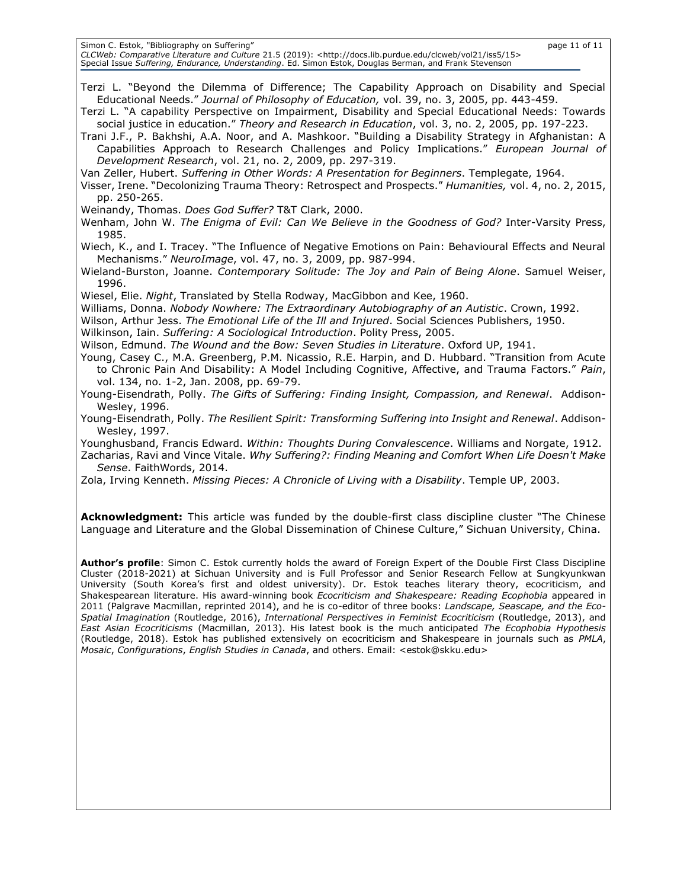Terzi L. "Beyond the Dilemma of Difference; The Capability Approach on Disability and Special Educational Needs." *Journal of Philosophy of Education,* vol. 39, no. 3, 2005, pp. 443-459.

Terzi L. "A capability Perspective on Impairment, Disability and Special Educational Needs: Towards social justice in education." *Theory and Research in Education*, vol. 3, no. 2, 2005, pp. 197-223.

Trani J.F., P. Bakhshi, A.A. Noor, and A. Mashkoor. "Building a Disability Strategy in Afghanistan: A Capabilities Approach to Research Challenges and Policy Implications." *European Journal of Development Research*, vol. 21, no. 2, 2009, pp. 297-319.

Van Zeller, Hubert. *Suffering in Other Words: A Presentation for Beginners*. Templegate, 1964.

Visser, Irene. "Decolonizing Trauma Theory: Retrospect and Prospects." *Humanities,* vol. 4, no. 2, 2015, pp. 250-265.

Weinandy, Thomas. *Does God Suffer?* T&T Clark, 2000.

Wenham, John W. *The Enigma of Evil: Can We Believe in the Goodness of God?* Inter-Varsity Press, 1985.

Wiech, K., and I. Tracey. "The Influence of Negative Emotions on Pain: Behavioural Effects and Neural Mechanisms." *NeuroImage*, vol. 47, no. 3, 2009, pp. 987-994.

Wieland-Burston, Joanne. *Contemporary Solitude: The Joy and Pain of Being Alone*. Samuel Weiser, 1996.

Wiesel, Elie. *Night*, Translated by Stella Rodway, MacGibbon and Kee, 1960.

Williams, Donna. *Nobody Nowhere: The Extraordinary Autobiography of an Autistic*. Crown, 1992.

Wilson, Arthur Jess. *The Emotional Life of the Ill and Injured*. Social Sciences Publishers, 1950.

Wilkinson, Iain. *Suffering: A Sociological Introduction*. Polity Press, 2005.

Wilson, Edmund. *The Wound and the Bow: Seven Studies in Literature*. Oxford UP, 1941.

Young, Casey C., M.A. Greenberg, P.M. Nicassio, R.E. Harpin, and D. Hubbard. "Transition from Acute to Chronic Pain And Disability: A Model Including Cognitive, Affective, and Trauma Factors." *Pain*, vol. 134, no. 1-2, Jan. 2008, pp. 69-79.

Young-Eisendrath, Polly. *The Gifts of Suffering: Finding Insight, Compassion, and Renewal*. Addison-Wesley, 1996.

Young-Eisendrath, Polly. *The Resilient Spirit: Transforming Suffering into Insight and Renewal*. Addison-Wesley, 1997.

Younghusband, Francis Edward. *Within: Thoughts During Convalescence*. Williams and Norgate, 1912.

Zacharias, Ravi and Vince Vitale. *Why Suffering?: Finding Meaning and Comfort When Life Doesn't Make Sense*. FaithWords, 2014.

Zola, Irving Kenneth. *Missing Pieces: A Chronicle of Living with a Disability*. Temple UP, 2003.

**Acknowledgment:** This article was funded by the double-first class discipline cluster "The Chinese Language and Literature and the Global Dissemination of Chinese Culture," Sichuan University, China.

**Author's profile**: Simon C. Estok currently holds the award of Foreign Expert of the Double First Class Discipline Cluster (2018-2021) at Sichuan University and is Full Professor and Senior Research Fellow at Sungkyunkwan University (South Korea's first and oldest university). Dr. Estok teaches literary theory, ecocriticism, and Shakespearean literature. His award-winning book *Ecocriticism and Shakespeare: Reading Ecophobia* appeared in 2011 (Palgrave Macmillan, reprinted 2014), and he is co-editor of three books: *Landscape, Seascape, and the Eco-Spatial Imagination* (Routledge, 2016), *International Perspectives in Feminist Ecocriticism* (Routledge, 2013), and *East Asian Ecocriticisms* (Macmillan, 2013). His latest book is the much anticipated *The Ecophobia Hypothesis* (Routledge, 2018). Estok has published extensively on ecocriticism and Shakespeare in journals such as *PMLA*, *Mosaic*, *Configurations*, *English Studies in Canada*, and others. Email: <estok@skku.edu>